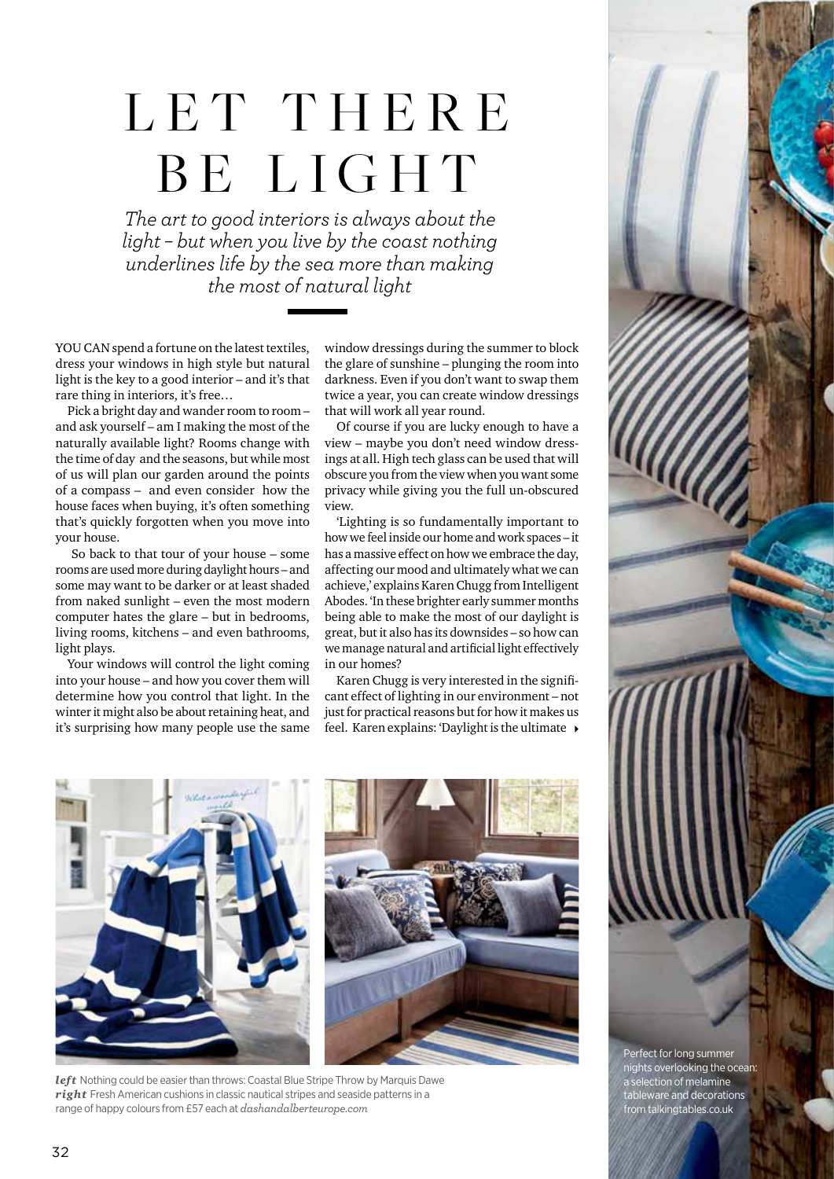# LET THERE BE LIGHT

*The art to good interiors is always about the light – but when you live by the coast nothing underlines life by the sea more than making the most of natural light*

YOU CAN spend a fortune on the latest textiles, dress your windows in high style but natural light is the key to a good interior – and it's that rare thing in interiors, it's free…

Pick a bright day and wander room to room – and ask yourself – am I making the most of the naturally available light? Rooms change with the time of day and the seasons, but while most of us will plan our garden around the points of a compass – and even consider how the house faces when buying, it's often something that's quickly forgotten when you move into your house.

So back to that tour of your house – some rooms are used more during daylight hours – and some may want to be darker or at least shaded from naked sunlight – even the most modern computer hates the glare – but in bedrooms, living rooms, kitchens – and even bathrooms, light plays.

Your windows will control the light coming into your house – and how you cover them will determine how you control that light. In the winter it might also be about retaining heat, and it's surprising how many people use the same window dressings during the summer to block the glare of sunshine – plunging the room into darkness. Even if you don't want to swap them twice a year, you can create window dressings that will work all year round.

Of course if you are lucky enough to have a view – maybe you don't need window dressings at all. High tech glass can be used that will obscure you from the view when you want some privacy while giving you the full un-obscured view.

'Lighting is so fundamentally important to how we feel inside our home and work spaces – it has a massive effect on how we embrace the day, affecting our mood and ultimately what we can achieve,' explains Karen Chugg from Intelligent Abodes. 'In these brighter early summer months being able to make the most of our daylight is great, but it also has its downsides – so how can we manage natural and artificial light effectively in our homes?

Karen Chugg is very interested in the significant effect of lighting in our environment – not just for practical reasons but for how it makes us feel. Karen explains: 'Daylight is the ultimate ▸

***left*** Nothing could be easier than throws: Coastal Blue Stripe Throw by Marquis Dawe
***right*** Fresh American cushions in classic nautical stripes and seaside patterns in a range of happy colours from £57 each at *dashandalberteurope.com*

Perfect for long summer nights overlooking the ocean: a selection of melamine tableware and decorations from talkingtables.co.uk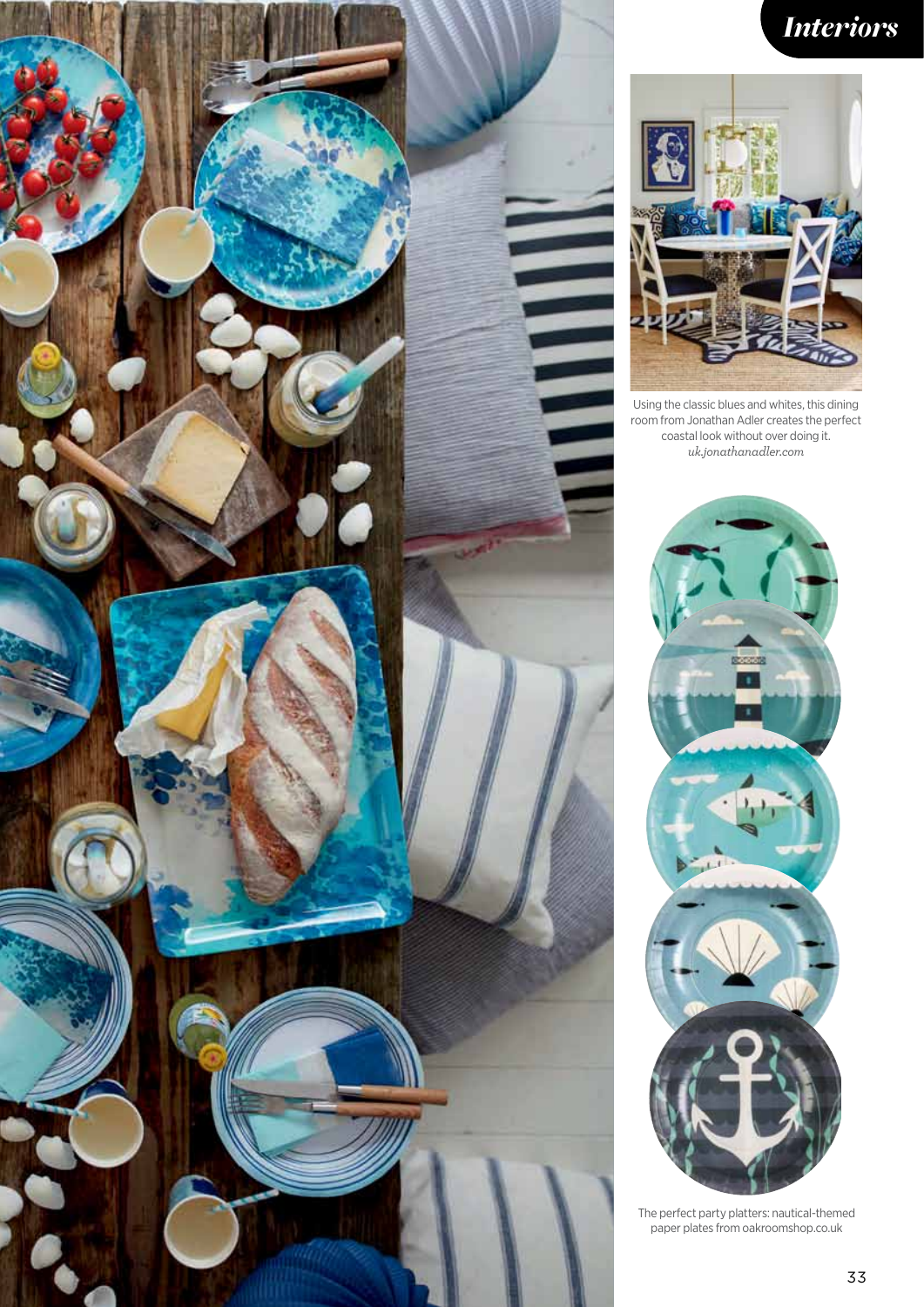Using the classic blues and whites, this dining room from Jonathan Adler creates the perfect coastal look without over doing it. *uk.jonathanadler.com*

The perfect party platters: nautical-themed paper plates from oakroomshop.co.uk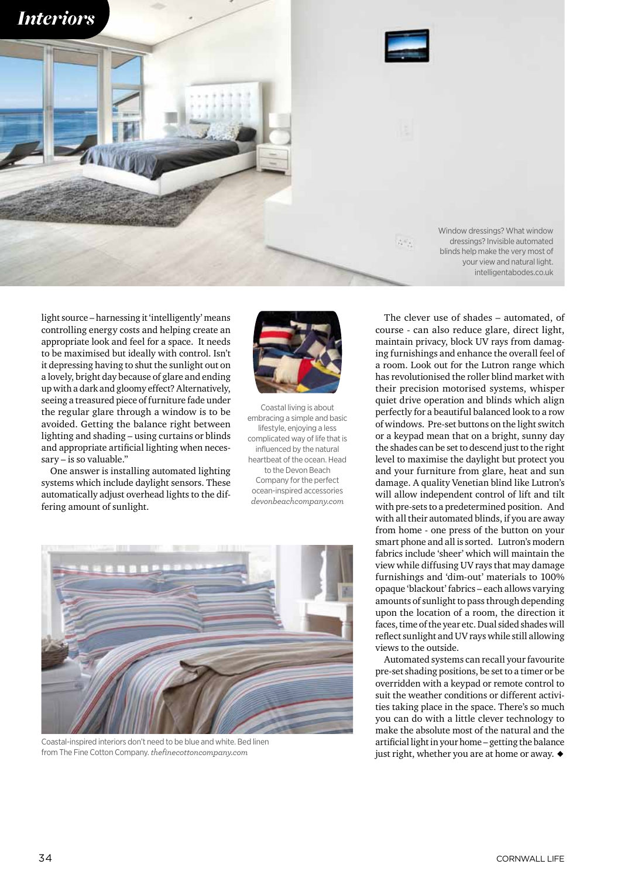Window dressings? What window dressings? Invisible automated blinds help make the very most of your view and natural light. intelligentabodes.co.uk

light source – harnessing it 'intelligently' means controlling energy costs and helping create an appropriate look and feel for a space. It needs to be maximised but ideally with control. Isn't it depressing having to shut the sunlight out on a lovely, bright day because of glare and ending up with a dark and gloomy effect? Alternatively, seeing a treasured piece of furniture fade under the regular glare through a window is to be avoided. Getting the balance right between lighting and shading – using curtains or blinds and appropriate artificial lighting when necessary – is so valuable."

One answer is installing automated lighting systems which include daylight sensors. These automatically adjust overhead lights to the differing amount of sunlight.

Coastal living is about embracing a simple and basic lifestyle, enjoying a less complicated way of life that is influenced by the natural heartbeat of the ocean. Head to the Devon Beach Company for the perfect ocean-inspired accessories *devonbeachcompany.com*

Coastal-inspired interiors don't need to be blue and white. Bed linen from The Fine Cotton Company. *thefinecottoncompany.com*

The clever use of shades – automated, of course - can also reduce glare, direct light, maintain privacy, block UV rays from damaging furnishings and enhance the overall feel of a room. Look out for the Lutron range which has revolutionised the roller blind market with their precision motorised systems, whisper quiet drive operation and blinds which align perfectly for a beautiful balanced look to a row of windows. Pre-set buttons on the light switch or a keypad mean that on a bright, sunny day the shades can be set to descend just to the right level to maximise the daylight but protect you and your furniture from glare, heat and sun damage. A quality Venetian blind like Lutron's will allow independent control of lift and tilt with pre-sets to a predetermined position. And with all their automated blinds, if you are away from home - one press of the button on your smart phone and all is sorted. Lutron's modern fabrics include 'sheer' which will maintain the view while diffusing UV rays that may damage furnishings and 'dim-out' materials to 100% opaque 'blackout' fabrics – each allows varying amounts of sunlight to pass through depending upon the location of a room, the direction it faces, time of the year etc. Dual sided shades will reflect sunlight and UV rays while still allowing views to the outside.

Automated systems can recall your favourite pre-set shading positions, be set to a timer or be overridden with a keypad or remote control to suit the weather conditions or different activities taking place in the space. There's so much you can do with a little clever technology to make the absolute most of the natural and the artificial light in your home – getting the balance just right, whether you are at home or away. ◆